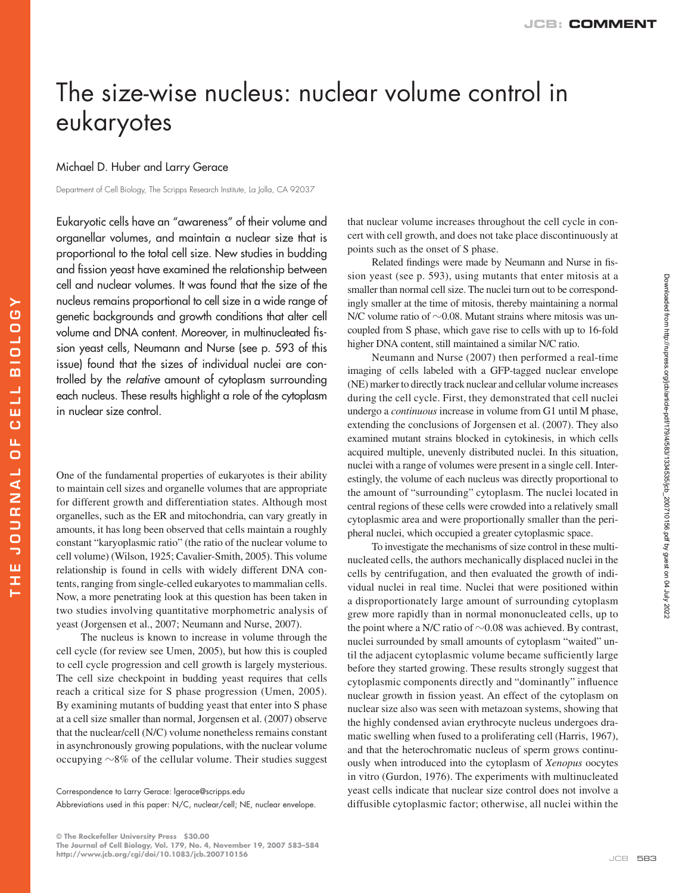# The size-wise nucleus: nuclear volume control in eukaryotes

Michael D. Huber and Larry Gerace

Department of Cell Biology, The Scripps Research Institute, La Jolla, CA 92037

Eukaryotic cells have an "awareness" of their volume and organellar volumes, and maintain a nuclear size that is proportional to the total cell size. New studies in budding and fission yeast have examined the relationship between cell and nuclear volumes. It was found that the size of the nucleus remains proportional to cell size in a wide range of genetic backgrounds and growth conditions that alter cell volume and DNA content. Moreover, in multinucleated fission yeast cells, Neumann and Nurse (see p. 593 of this issue) found that the sizes of individual nuclei are controlled by the *relative* amount of cytoplasm surrounding each nucleus. These results highlight a role of the cytoplasm in nuclear size control.

One of the fundamental properties of eukaryotes is their ability to maintain cell sizes and organelle volumes that are appropriate for different growth and differentiation states. Although most organelles, such as the ER and mitochondria, can vary greatly in amounts, it has long been observed that cells maintain a roughly constant "karyoplasmic ratio" (the ratio of the nuclear volume to cell volume) (Wilson, 1925; Cavalier-Smith, 2005). This volume relationship is found in cells with widely different DNA contents, ranging from single-celled eukaryotes to mammalian cells. Now, a more penetrating look at this question has been taken in two studies involving quantitative morphometric analysis of yeast (Jorgensen et al., 2007; Neumann and Nurse, 2007).

The nucleus is known to increase in volume through the cell cycle (for review see Umen, 2005), but how this is coupled to cell cycle progression and cell growth is largely mysterious. The cell size checkpoint in budding yeast requires that cells reach a critical size for S phase progression (Umen, 2005). By examining mutants of budding yeast that enter into S phase at a cell size smaller than normal, Jorgensen et al. (2007) observe that the nuclear/cell (N/C) volume nonetheless remains constant in asynchronously growing populations, with the nuclear volume occupying ~8% of the cellular volume. Their studies suggest that nuclear volume increases throughout the cell cycle in concert with cell growth, and does not take place discontinuously at points such as the onset of S phase.

Related findings were made by Neumann and Nurse in fission yeast (see p. 593), using mutants that enter mitosis at a smaller than normal cell size. The nuclei turn out to be correspondingly smaller at the time of mitosis, thereby maintaining a normal N/C volume ratio of ~0.08. Mutant strains where mitosis was uncoupled from S phase, which gave rise to cells with up to 16-fold higher DNA content, still maintained a similar N/C ratio.

Neumann and Nurse (2007) then performed a real-time imaging of cells labeled with a GFP-tagged nuclear envelope (NE) marker to directly track nuclear and cellular volume increases during the cell cycle. First, they demonstrated that cell nuclei undergo a *continuous* increase in volume from G1 until M phase, extending the conclusions of Jorgensen et al. (2007). They also examined mutant strains blocked in cytokinesis, in which cells acquired multiple, unevenly distributed nuclei. In this situation, nuclei with a range of volumes were present in a single cell. Interestingly, the volume of each nucleus was directly proportional to the amount of "surrounding" cytoplasm. The nuclei located in central regions of these cells were crowded into a relatively small cytoplasmic area and were proportionally smaller than the peripheral nuclei, which occupied a greater cytoplasmic space.

To investigate the mechanisms of size control in these multinucleated cells, the authors mechanically displaced nuclei in the cells by centrifugation, and then evaluated the growth of individual nuclei in real time. Nuclei that were positioned within a disproportionately large amount of surrounding cytoplasm grew more rapidly than in normal mononucleated cells, up to the point where a N/C ratio of ~0.08 was achieved. By contrast, nuclei surrounded by small amounts of cytoplasm "waited" until the adjacent cytoplasmic volume became sufficiently large before they started growing. These results strongly suggest that cytoplasmic components directly and "dominantly" influence nuclear growth in fission yeast. An effect of the cytoplasm on nuclear size also was seen with metazoan systems, showing that the highly condensed avian erythrocyte nucleus undergoes dramatic swelling when fused to a proliferating cell (Harris, 1967), and that the heterochromatic nucleus of sperm grows continuously when introduced into the cytoplasm of *Xenopus* oocytes in vitro (Gurdon, 1976). The experiments with multinucleated yeast cells indicate that nuclear size control does not involve a diffusible cytoplasmic factor; otherwise, all nuclei within the

Correspondence to Larry Gerace: lgerace@scripps.edu

Abbreviations used in this paper: N/C, nuclear/cell; NE, nuclear envelope.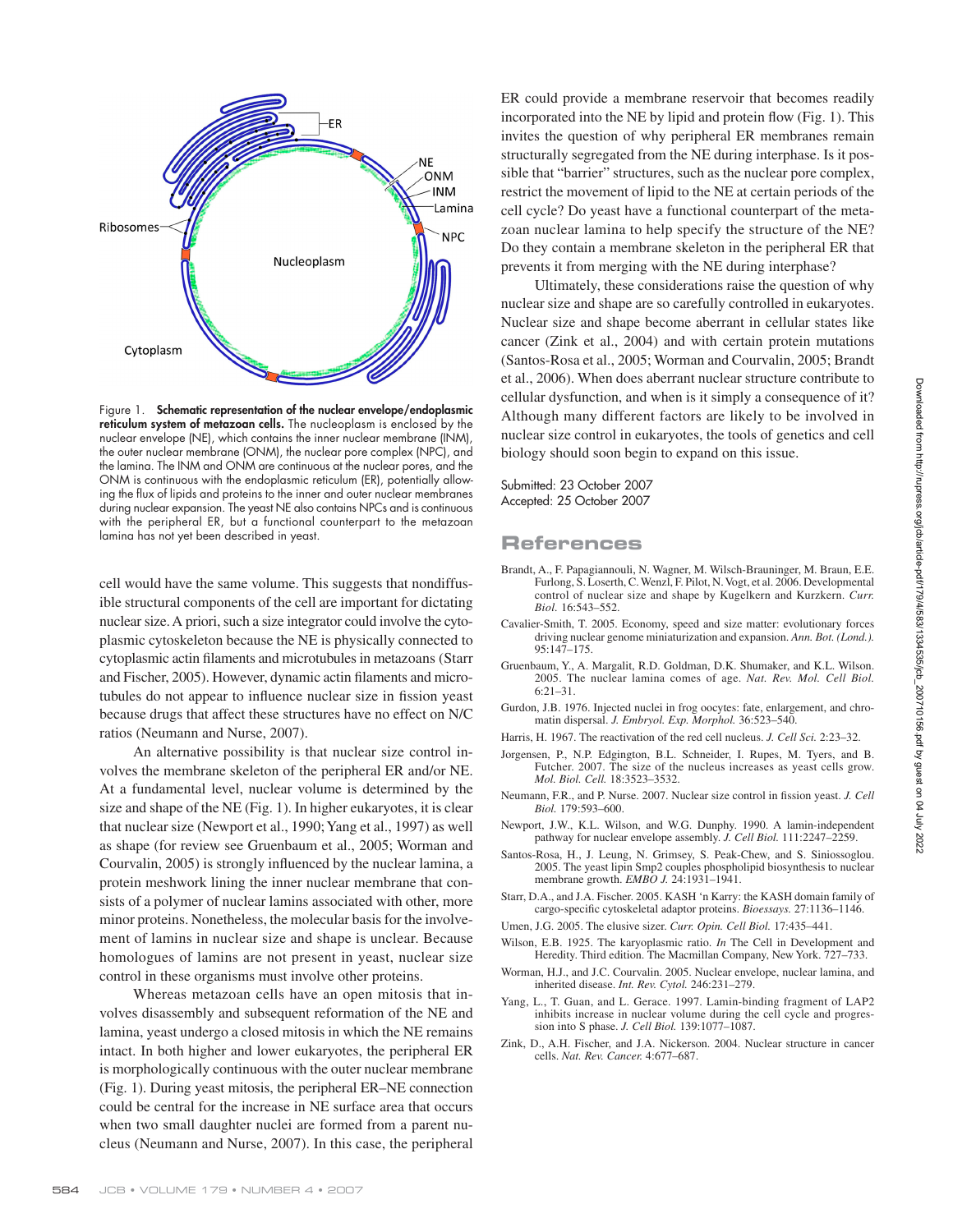ER
NE
ONM
INM
Lamina
NPC
Ribosomes
Nucleoplasm
Cytoplasm

Figure 1. **Schematic representation of the nuclear envelope/endoplasmic reticulum system of metazoan cells.** The nucleoplasm is enclosed by the nuclear envelope (NE), which contains the inner nuclear membrane (INM), the outer nuclear membrane (ONM), the nuclear pore complex (NPC), and the lamina. The INM and ONM are continuous at the nuclear pores, and the ONM is continuous with the endoplasmic reticulum (ER), potentially allowing the flux of lipids and proteins to the inner and outer nuclear membranes during nuclear expansion. The yeast NE also contains NPCs and is continuous with the peripheral ER, but a functional counterpart to the metazoan lamina has not yet been described in yeast.

cell would have the same volume. This suggests that nondiffusible structural components of the cell are important for dictating nuclear size. A priori, such a size integrator could involve the cytoplasmic cytoskeleton because the NE is physically connected to cytoplasmic actin filaments and microtubules in metazoans (Starr and Fischer, 2005). However, dynamic actin filaments and microtubules do not appear to influence nuclear size in fission yeast because drugs that affect these structures have no effect on N/C ratios (Neumann and Nurse, 2007).

An alternative possibility is that nuclear size control involves the membrane skeleton of the peripheral ER and/or NE. At a fundamental level, nuclear volume is determined by the size and shape of the NE (Fig. 1). In higher eukaryotes, it is clear that nuclear size (Newport et al., 1990; Yang et al., 1997) as well as shape (for review see Gruenbaum et al., 2005; Worman and Courvalin, 2005) is strongly influenced by the nuclear lamina, a protein meshwork lining the inner nuclear membrane that consists of a polymer of nuclear lamins associated with other, more minor proteins. Nonetheless, the molecular basis for the involvement of lamins in nuclear size and shape is unclear. Because homologues of lamins are not present in yeast, nuclear size control in these organisms must involve other proteins.

Whereas metazoan cells have an open mitosis that involves disassembly and subsequent reformation of the NE and lamina, yeast undergo a closed mitosis in which the NE remains intact. In both higher and lower eukaryotes, the peripheral ER is morphologically continuous with the outer nuclear membrane (Fig. 1). During yeast mitosis, the peripheral ER–NE connection could be central for the increase in NE surface area that occurs when two small daughter nuclei are formed from a parent nucleus (Neumann and Nurse, 2007). In this case, the peripheral ER could provide a membrane reservoir that becomes readily incorporated into the NE by lipid and protein flow (Fig. 1). This invites the question of why peripheral ER membranes remain structurally segregated from the NE during interphase. Is it possible that "barrier" structures, such as the nuclear pore complex, restrict the movement of lipid to the NE at certain periods of the cell cycle? Do yeast have a functional counterpart of the metazoan nuclear lamina to help specify the structure of the NE? Do they contain a membrane skeleton in the peripheral ER that prevents it from merging with the NE during interphase?

Ultimately, these considerations raise the question of why nuclear size and shape are so carefully controlled in eukaryotes. Nuclear size and shape become aberrant in cellular states like cancer (Zink et al., 2004) and with certain protein mutations (Santos-Rosa et al., 2005; Worman and Courvalin, 2005; Brandt et al., 2006). When does aberrant nuclear structure contribute to cellular dysfunction, and when is it simply a consequence of it? Although many different factors are likely to be involved in nuclear size control in eukaryotes, the tools of genetics and cell biology should soon begin to expand on this issue.

Submitted: 23 October 2007
Accepted: 25 October 2007

## References

Brandt, A., F. Papagiannouli, N. Wagner, M. Wilsch-Bräuninger, M. Braun, E.E. Furlong, S. Loserth, C. Wenzl, F. Pilot, N. Vogt, et al. 2006. Developmental control of nuclear size and shape by Kugelkern and Kurzkern. *Curr. Biol.* 16:543–552.

Cavalier-Smith, T. 2005. Economy, speed and size matter: evolutionary forces driving nuclear genome miniaturization and expansion. *Ann. Bot. (Lond.).* 95:147–175.

Gruenbaum, Y., A. Margalit, R.D. Goldman, D.K. Shumaker, and K.L. Wilson. 2005. The nuclear lamina comes of age. *Nat. Rev. Mol. Cell Biol.* 6:21–31.

Gurdon, J.B. 1976. Injected nuclei in frog oocytes: fate, enlargement, and chromatin dispersal. *J. Embryol. Exp. Morphol.* 36:523–540.

Harris, H. 1967. The reactivation of the red cell nucleus. *J. Cell Sci.* 2:23–32.

Jorgensen, P., N.P. Edgington, B.L. Schneider, I. Rupes, M. Tyers, and B. Futcher. 2007. The size of the nucleus increases as yeast cells grow. *Mol. Biol. Cell.* 18:3523–3532.

Neumann, F.R., and P. Nurse. 2007. Nuclear size control in fission yeast. *J. Cell Biol.* 179:593–600.

Newport, J.W., K.L. Wilson, and W.G. Dunphy. 1990. A lamin-independent pathway for nuclear envelope assembly. *J. Cell Biol.* 111:2247–2259.

Santos-Rosa, H., J. Leung, N. Grimsey, S. Peak-Chew, and S. Siniossoglou. 2005. The yeast lipin Smp2 couples phospholipid biosynthesis to nuclear membrane growth. *EMBO J.* 24:1931–1941.

Starr, D.A., and J.A. Fischer. 2005. KASH 'n Karry: the KASH domain family of cargo-specific cytoskeletal adaptor proteins. *Bioessays.* 27:1136–1146.

Umen, J.G. 2005. The elusive sizer. *Curr. Opin. Cell Biol.* 17:435–441.

Wilson, E.B. 1925. The karyoplasmic ratio. *In* The Cell in Development and Heredity. Third edition. The Macmillan Company, New York. 727–733.

Worman, H.J., and J.C. Courvalin. 2005. Nuclear envelope, nuclear lamina, and inherited disease. *Int. Rev. Cytol.* 246:231–279.

Yang, L., T. Guan, and L. Gerace. 1997. Lamin-binding fragment of LAP2 inhibits increase in nuclear volume during the cell cycle and progression into S phase. *J. Cell Biol.* 139:1077–1087.

Zink, D., A.H. Fischer, and J.A. Nickerson. 2004. Nuclear structure in cancer cells. *Nat. Rev. Cancer.* 4:677–687.